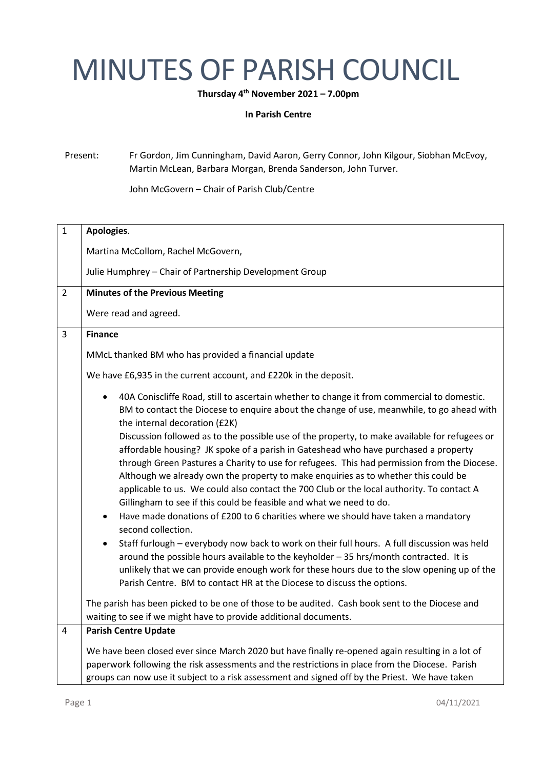# MINUTES OF PARISH COUNCIL

**Thursday 4th November 2021 – 7.00pm**

**In Parish Centre**

Present: Fr Gordon, Jim Cunningham, David Aaron, Gerry Connor, John Kilgour, Siobhan McEvoy, Martin McLean, Barbara Morgan, Brenda Sanderson, John Turver.

John McGovern – Chair of Parish Club/Centre

| | |
|---|---|
| 1 | **Apologies**.<br><br>Martina McCollom, Rachel McGovern,<br><br>Julie Humphrey – Chair of Partnership Development Group |
| 2 | **Minutes of the Previous Meeting**<br><br>Were read and agreed. |
| 3 | **Finance**<br><br>MMcL thanked BM who has provided a financial update<br><br>We have £6,935 in the current account, and £220k in the deposit.<br><br>• 40A Coniscliffe Road, still to ascertain whether to change it from commercial to domestic. BM to contact the Diocese to enquire about the change of use, meanwhile, to go ahead with the internal decoration (£2K)<br>Discussion followed as to the possible use of the property, to make available for refugees or affordable housing? JK spoke of a parish in Gateshead who have purchased a property through Green Pastures a Charity to use for refugees. This had permission from the Diocese. Although we already own the property to make enquiries as to whether this could be applicable to us. We could also contact the 700 Club or the local authority. To contact A Gillingham to see if this could be feasible and what we need to do.<br>• Have made donations of £200 to 6 charities where we should have taken a mandatory second collection.<br>• Staff furlough – everybody now back to work on their full hours. A full discussion was held around the possible hours available to the keyholder – 35 hrs/month contracted. It is unlikely that we can provide enough work for these hours due to the slow opening up of the Parish Centre. BM to contact HR at the Diocese to discuss the options.<br><br>The parish has been picked to be one of those to be audited. Cash book sent to the Diocese and waiting to see if we might have to provide additional documents. |
| 4 | **Parish Centre Update**<br><br>We have been closed ever since March 2020 but have finally re-opened again resulting in a lot of paperwork following the risk assessments and the restrictions in place from the Diocese. Parish groups can now use it subject to a risk assessment and signed off by the Priest. We have taken |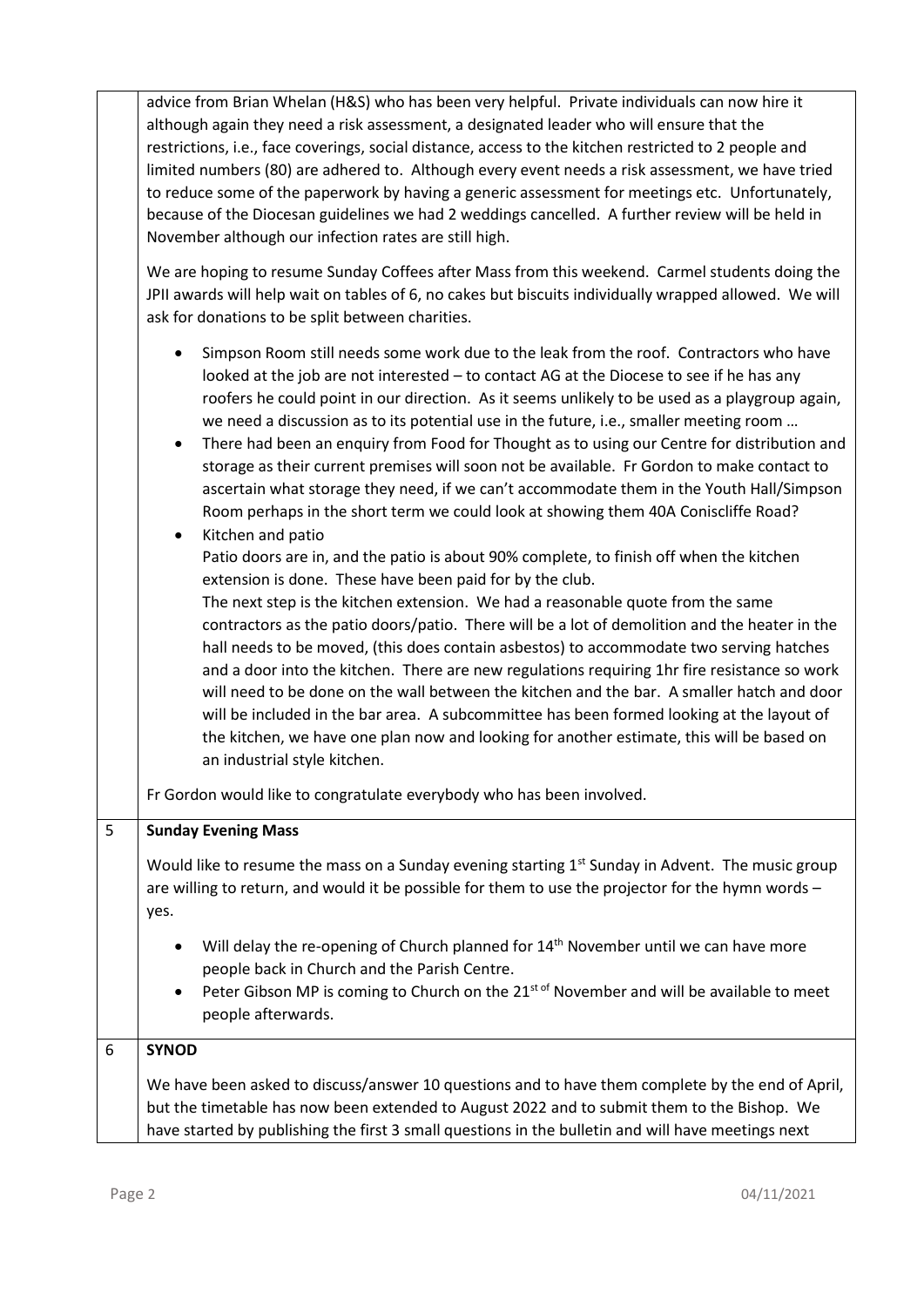| | |
|---|---|
| | advice from Brian Whelan (H&S) who has been very helpful. Private individuals can now hire it although again they need a risk assessment, a designated leader who will ensure that the restrictions, i.e., face coverings, social distance, access to the kitchen restricted to 2 people and limited numbers (80) are adhered to. Although every event needs a risk assessment, we have tried to reduce some of the paperwork by having a generic assessment for meetings etc. Unfortunately, because of the Diocesan guidelines we had 2 weddings cancelled. A further review will be held in November although our infection rates are still high.<br><br>We are hoping to resume Sunday Coffees after Mass from this weekend. Carmel students doing the JPII awards will help wait on tables of 6, no cakes but biscuits individually wrapped allowed. We will ask for donations to be split between charities.<br><br>• Simpson Room still needs some work due to the leak from the roof. Contractors who have looked at the job are not interested – to contact AG at the Diocese to see if he has any roofers he could point in our direction. As it seems unlikely to be used as a playgroup again, we need a discussion as to its potential use in the future, i.e., smaller meeting room …<br>• There had been an enquiry from Food for Thought as to using our Centre for distribution and storage as their current premises will soon not be available. Fr Gordon to make contact to ascertain what storage they need, if we can't accommodate them in the Youth Hall/Simpson Room perhaps in the short term we could look at showing them 40A Coniscliffe Road?<br>• Kitchen and patio<br>Patio doors are in, and the patio is about 90% complete, to finish off when the kitchen extension is done. These have been paid for by the club.<br>The next step is the kitchen extension. We had a reasonable quote from the same contractors as the patio doors/patio. There will be a lot of demolition and the heater in the hall needs to be moved, (this does contain asbestos) to accommodate two serving hatches and a door into the kitchen. There are new regulations requiring 1hr fire resistance so work will need to be done on the wall between the kitchen and the bar. A smaller hatch and door will be included in the bar area. A subcommittee has been formed looking at the layout of the kitchen, we have one plan now and looking for another estimate, this will be based on an industrial style kitchen.<br><br>Fr Gordon would like to congratulate everybody who has been involved. |
| 5 | **Sunday Evening Mass**<br><br>Would like to resume the mass on a Sunday evening starting 1st Sunday in Advent. The music group are willing to return, and would it be possible for them to use the projector for the hymn words – yes.<br><br>• Will delay the re-opening of Church planned for 14th November until we can have more people back in Church and the Parish Centre.<br>• Peter Gibson MP is coming to Church on the 21st of November and will be available to meet people afterwards. |
| 6 | **SYNOD**<br><br>We have been asked to discuss/answer 10 questions and to have them complete by the end of April, but the timetable has now been extended to August 2022 and to submit them to the Bishop. We have started by publishing the first 3 small questions in the bulletin and will have meetings next |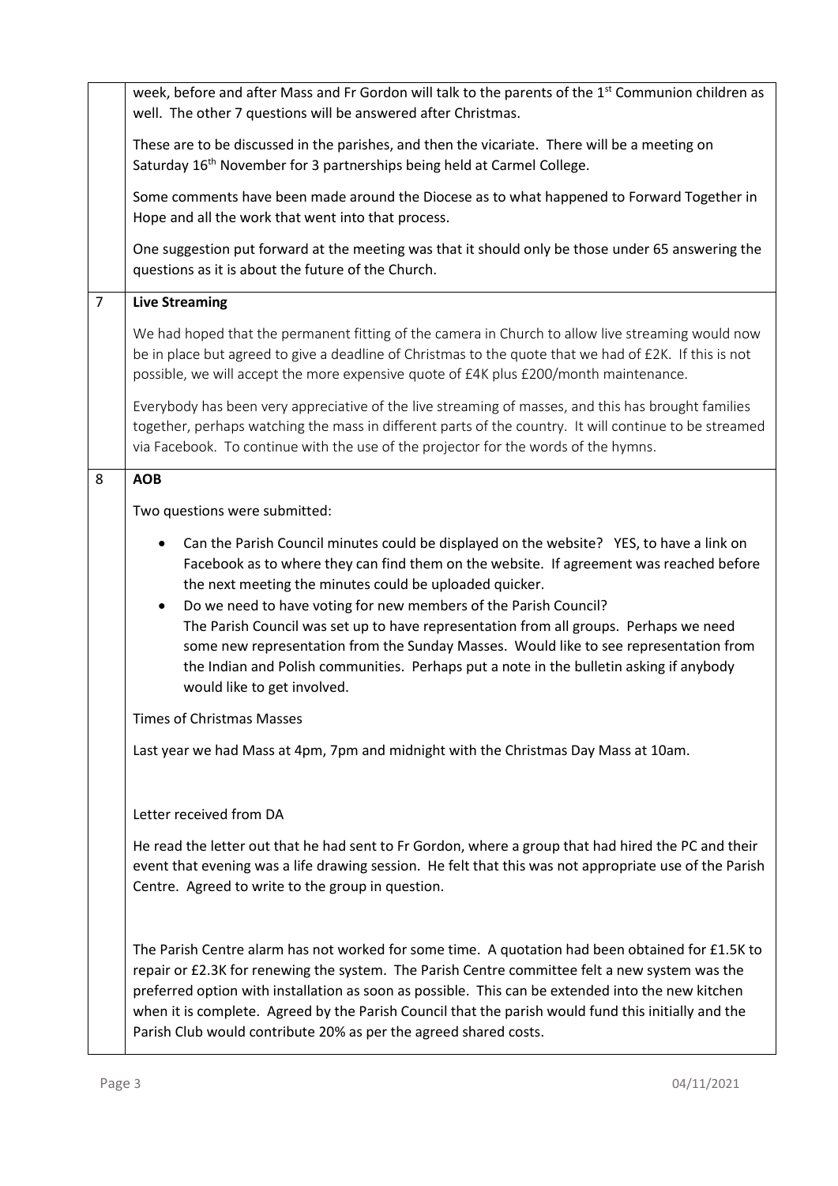| | |
|---|---|
| | week, before and after Mass and Fr Gordon will talk to the parents of the 1st Communion children as well. The other 7 questions will be answered after Christmas.<br><br>These are to be discussed in the parishes, and then the vicariate. There will be a meeting on Saturday 16th November for 3 partnerships being held at Carmel College.<br><br>Some comments have been made around the Diocese as to what happened to Forward Together in Hope and all the work that went into that process.<br><br>One suggestion put forward at the meeting was that it should only be those under 65 answering the questions as it is about the future of the Church. |
| 7 | **Live Streaming**<br><br>We had hoped that the permanent fitting of the camera in Church to allow live streaming would now be in place but agreed to give a deadline of Christmas to the quote that we had of £2K. If this is not possible, we will accept the more expensive quote of £4K plus £200/month maintenance.<br><br>Everybody has been very appreciative of the live streaming of masses, and this has brought families together, perhaps watching the mass in different parts of the country. It will continue to be streamed via Facebook. To continue with the use of the projector for the words of the hymns. |
| 8 | **AOB**<br><br>Two questions were submitted:<br><br>• Can the Parish Council minutes could be displayed on the website? YES, to have a link on Facebook as to where they can find them on the website. If agreement was reached before the next meeting the minutes could be uploaded quicker.<br>• Do we need to have voting for new members of the Parish Council? The Parish Council was set up to have representation from all groups. Perhaps we need some new representation from the Sunday Masses. Would like to see representation from the Indian and Polish communities. Perhaps put a note in the bulletin asking if anybody would like to get involved.<br><br>Times of Christmas Masses<br><br>Last year we had Mass at 4pm, 7pm and midnight with the Christmas Day Mass at 10am.<br><br>Letter received from DA<br><br>He read the letter out that he had sent to Fr Gordon, where a group that had hired the PC and their event that evening was a life drawing session. He felt that this was not appropriate use of the Parish Centre. Agreed to write to the group in question.<br><br>The Parish Centre alarm has not worked for some time. A quotation had been obtained for £1.5K to repair or £2.3K for renewing the system. The Parish Centre committee felt a new system was the preferred option with installation as soon as possible. This can be extended into the new kitchen when it is complete. Agreed by the Parish Council that the parish would fund this initially and the Parish Club would contribute 20% as per the agreed shared costs. |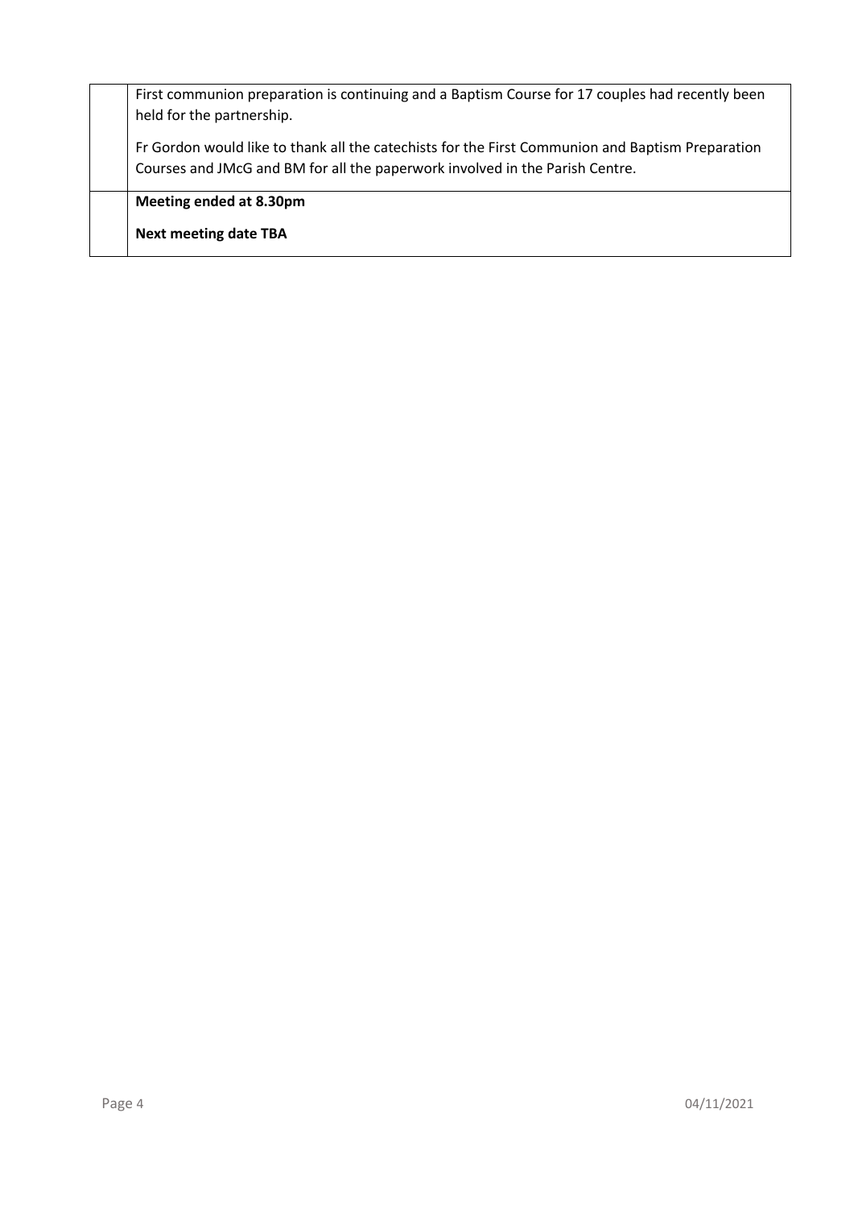| | |
|---|---|
| | First communion preparation is continuing and a Baptism Course for 17 couples had recently been held for the partnership.<br><br>Fr Gordon would like to thank all the catechists for the First Communion and Baptism Preparation Courses and JMcG and BM for all the paperwork involved in the Parish Centre. |
| | **Meeting ended at 8.30pm**<br><br>**Next meeting date TBA** |